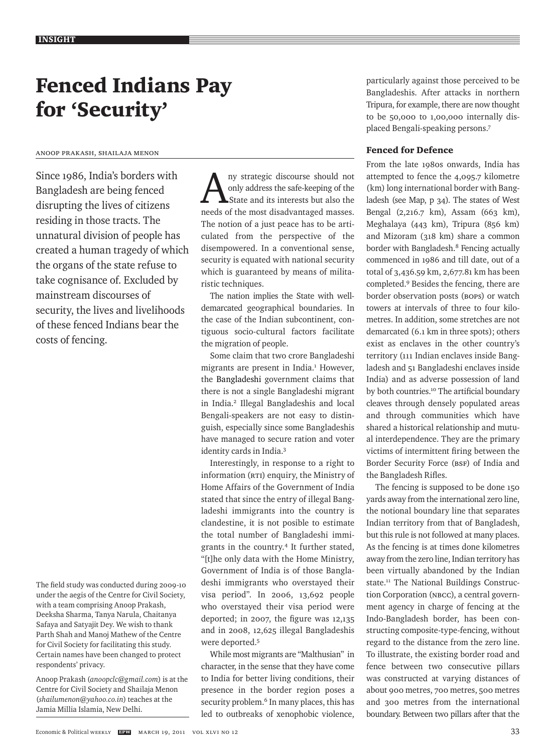# Fenced Indians Pay for 'Security'

Anoop Prakash, Shailaja Menon

Since 1986, India's borders with Bangladesh are being fenced disrupting the lives of citizens residing in those tracts. The unnatural division of people has created a human tragedy of which the organs of the state refuse to take cognisance of. Excluded by mainstream discourses of security, the lives and livelihoods of these fenced Indians bear the costs of fencing.

The field study was conducted during 2009-10 under the aegis of the Centre for Civil Society, with a team comprising Anoop Prakash, Deeksha Sharma, Tanya Narula, Chaitanya Safaya and Satyajit Dey. We wish to thank Parth Shah and Manoj Mathew of the Centre for Civil Society for facilitating this study. Certain names have been changed to protect respondents' privacy.

Anoop Prakash (*anoopclc@gmail.com*) is at the Centre for Civil Society and Shailaja Menon (*shailumenon@yahoo.co.in*) teaches at the Jamia Millia Islamia, New Delhi.

Any strategic discourse should not only address the safe-keeping of the State and its interests but also the needs of the most disadvantaged masses. The notion of a just peace has to be articulated from the perspective of the disempowered. In a conventional sense, security is equated with national security which is guaranteed by means of militaristic techniques.

The nation implies the State with well-demarcated geographical boundaries. In the case of the Indian subcontinent, contiguous socio-cultural factors facilitate the migration of people.

Some claim that two crore Bangladeshi migrants are present in India.[1] However, the Bangladeshi government claims that there is not a single Bangladeshi migrant in India.[2] Illegal Bangladeshis and local Bengali-speakers are not easy to distinguish, especially since some Bangladeshis have managed to secure ration and voter identity cards in India.[3]

Interestingly, in response to a right to information (RTI) enquiry, the Ministry of Home Affairs of the Government of India stated that since the entry of illegal Bangladeshi immigrants into the country is clandestine, it is not possible to estimate the total number of Bangladeshi immigrants in the country.[4] It further stated, "[t]he only data with the Home Ministry, Government of India is of those Bangladeshi immigrants who overstayed their visa period". In 2006, 13,692 people who overstayed their visa period were deported; in 2007, the figure was 12,135 and in 2008, 12,625 illegal Bangladeshis were deported.[5]

While most migrants are "Malthusian" in character, in the sense that they have come to India for better living conditions, their presence in the border region poses a security problem.[6] In many places, this has led to outbreaks of xenophobic violence, particularly against those perceived to be Bangladeshis. After attacks in northern Tripura, for example, there are now thought to be 50,000 to 1,00,000 internally displaced Bengali-speaking persons.[7]

## Fenced for Defence

From the late 1980s onwards, India has attempted to fence the 4,095.7 kilometre (km) long international border with Bangladesh (see Map, p 34). The states of West Bengal (2,216.7 km), Assam (663 km), Meghalaya (443 km), Tripura (856 km) and Mizoram (318 km) share a common border with Bangladesh.[8] Fencing actually commenced in 1986 and till date, out of a total of 3,436.59 km, 2,677.81 km has been completed.[9] Besides the fencing, there are border observation posts (BOPs) or watch towers at intervals of three to four kilometres. In addition, some stretches are not demarcated (6.1 km in three spots); others exist as enclaves in the other country's territory (111 Indian enclaves inside Bangladesh and 51 Bangladeshi enclaves inside India) and as adverse possession of land by both countries.[10] The artificial boundary cleaves through densely populated areas and through communities which have shared a historical relationship and mutual interdependence. They are the primary victims of intermittent firing between the Border Security Force (BSF) of India and the Bangladesh Rifles.

The fencing is supposed to be done 150 yards away from the international zero line, the notional boundary line that separates Indian territory from that of Bangladesh, but this rule is not followed at many places. As the fencing is at times done kilometres away from the zero line, Indian territory has been virtually abandoned by the Indian state.[11] The National Buildings Construction Corporation (NBCC), a central government agency in charge of fencing at the Indo-Bangladesh border, has been constructing composite-type-fencing, without regard to the distance from the zero line. To illustrate, the existing border road and fence between two consecutive pillars was constructed at varying distances of about 900 metres, 700 metres, 500 metres and 300 metres from the international boundary. Between two pillars after that the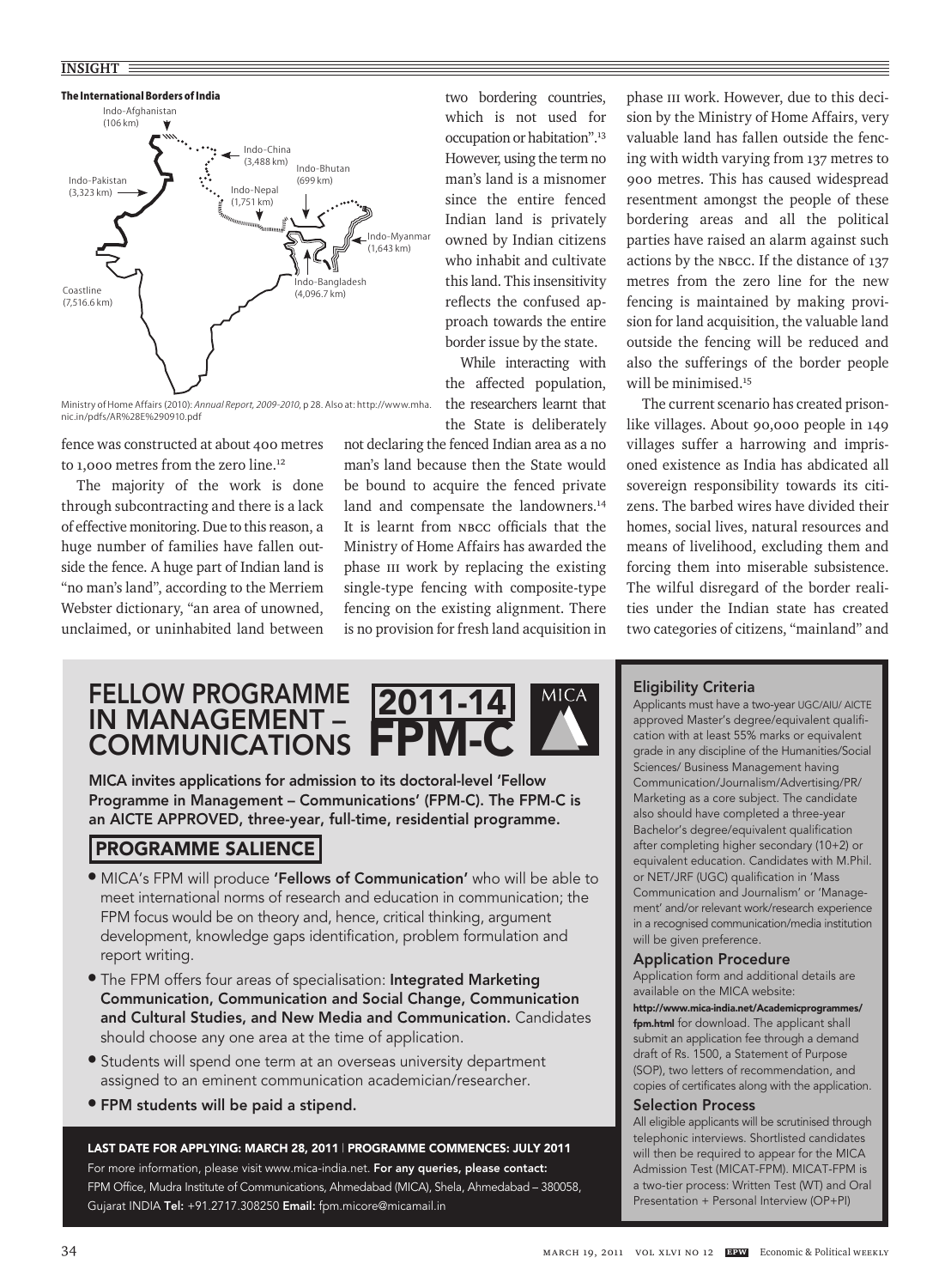**The International Borders of India**

Indo-Afghanistan (106 km)
Indo-China (3,488 km)
Indo-Bhutan (699 km)
Indo-Pakistan (3,323 km)
Indo-Nepal (1,751 km)
Indo-Myanmar (1,643 km)
Indo-Bangladesh (4,096.7 km)
Coastline (7,516.6 km)

Ministry of Home Affairs (2010): *Annual Report, 2009-2010*, p 28. Also at: http://www.mha.nic.in/pdfs/AR%28E%290910.pdf

fence was constructed at about 400 metres to 1,000 metres from the zero line.[12]

The majority of the work is done through subcontracting and there is a lack of effective monitoring. Due to this reason, a huge number of families have fallen outside the fence. A huge part of Indian land is "no man's land", according to the Merriem Webster dictionary, "an area of unowned, unclaimed, or uninhabited land between two bordering countries, which is not used for occupation or habitation".[13] However, using the term no man's land is a misnomer since the entire fenced Indian land is privately owned by Indian citizens who inhabit and cultivate this land. This insensitivity reflects the confused approach towards the entire border issue by the state.

While interacting with the affected population, the researchers learnt that the State is deliberately not declaring the fenced Indian area as a no man's land because then the State would be bound to acquire the fenced private land and compensate the landowners.[14] It is learnt from NBCC officials that the Ministry of Home Affairs has awarded the phase III work by replacing the existing single-type fencing with composite-type fencing on the existing alignment. There is no provision for fresh land acquisition in phase III work. However, due to this decision by the Ministry of Home Affairs, very valuable land has fallen outside the fencing with width varying from 137 metres to 900 metres. This has caused widespread resentment amongst the people of these bordering areas and all the political parties have raised an alarm against such actions by the NBCC. If the distance of 137 metres from the zero line for the new fencing is maintained by making provision for land acquisition, the valuable land outside the fencing will be reduced and also the sufferings of the border people will be minimised.[15]

The current scenario has created prison-like villages. About 90,000 people in 149 villages suffer a harrowing and imprisoned existence as India has abdicated all sovereign responsibility towards its citizens. The barbed wires have divided their homes, social lives, natural resources and means of livelihood, excluding them and forcing them into miserable subsistence. The wilful disregard of the border realities under the Indian state has created two categories of citizens, "mainland" and

# FELLOW PROGRAMME IN MANAGEMENT – COMMUNICATIONS 2011-14 FPM-C

MICA

**MICA invites applications for admission to its doctoral-level 'Fellow Programme in Management – Communications' (FPM-C). The FPM-C is an AICTE APPROVED, three-year, full-time, residential programme.**

## PROGRAMME SALIENCE

- MICA's FPM will produce **'Fellows of Communication'** who will be able to meet international norms of research and education in communication; the FPM focus would be on theory and, hence, critical thinking, argument development, knowledge gaps identification, problem formulation and report writing.
- The FPM offers four areas of specialisation: **Integrated Marketing Communication, Communication and Social Change, Communication and Cultural Studies, and New Media and Communication.** Candidates should choose any one area at the time of application.
- Students will spend one term at an overseas university department assigned to an eminent communication academician/researcher.
- **FPM students will be paid a stipend.**

**LAST DATE FOR APPLYING: MARCH 28, 2011 | PROGRAMME COMMENCES: JULY 2011**

For more information, please visit www.mica-india.net. **For any queries, please contact:** FPM Office, Mudra Institute of Communications, Ahmedabad (MICA), Shela, Ahmedabad – 380058, Gujarat INDIA **Tel:** +91.2717.308250 **Email:** fpm.micore@micamail.in

### Eligibility Criteria

Applicants must have a two-year UGC/AIU/ AICTE approved Master's degree/equivalent qualification with at least 55% marks or equivalent grade in any discipline of the Humanities/Social Sciences/ Business Management having Communication/Journalism/Advertising/PR/ Marketing as a core subject. The candidate also should have completed a three-year Bachelor's degree/equivalent qualification after completing higher secondary (10+2) or equivalent education. Candidates with M.Phil. or NET/JRF (UGC) qualification in 'Mass Communication and Journalism' or 'Management' and/or relevant work/research experience in a recognised communication/media institution will be given preference.

### Application Procedure

Application form and additional details are available on the MICA website: **http://www.mica-india.net/Academicprogrammes/fpm.html** for download. The applicant shall submit an application fee through a demand draft of Rs. 1500, a Statement of Purpose (SOP), two letters of recommendation, and copies of certificates along with the application.

### Selection Process

All eligible applicants will be scrutinised through telephonic interviews. Shortlisted candidates will then be required to appear for the MICA Admission Test (MICAT-FPM). MICAT-FPM is a two-tier process: Written Test (WT) and Oral Presentation + Personal Interview (OP+PI)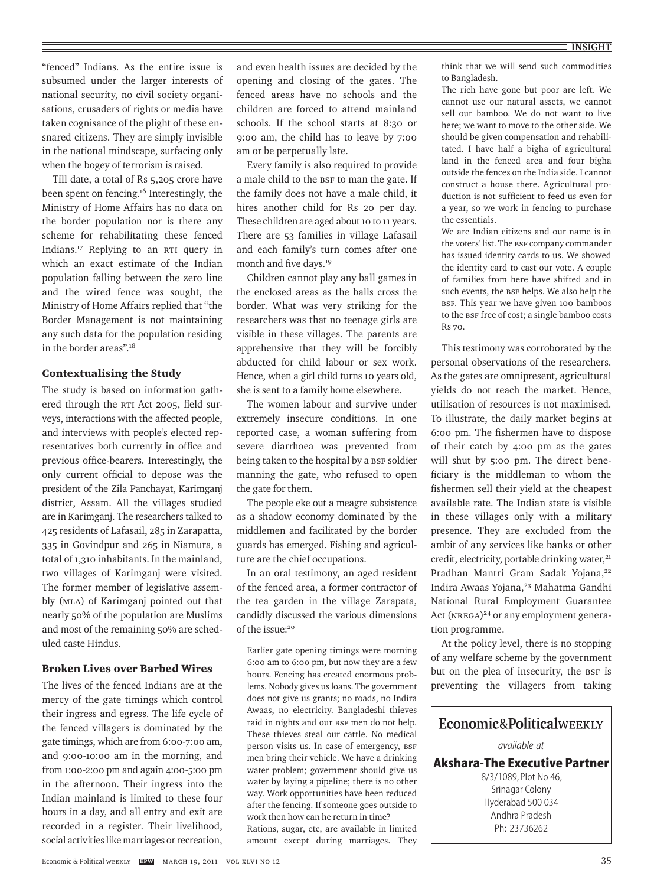"fenced" Indians. As the entire issue is subsumed under the larger interests of national security, no civil society organisations, crusaders of rights or media have taken cognisance of the plight of these ensnared citizens. They are simply invisible in the national mindscape, surfacing only when the bogey of terrorism is raised.

Till date, a total of Rs 5,205 crore have been spent on fencing.[16] Interestingly, the Ministry of Home Affairs has no data on the border population nor is there any scheme for rehabilitating these fenced Indians.[17] Replying to an RTI query in which an exact estimate of the Indian population falling between the zero line and the wired fence was sought, the Ministry of Home Affairs replied that "the Border Management is not maintaining any such data for the population residing in the border areas".[18]

## Contextualising the Study

The study is based on information gathered through the RTI Act 2005, field surveys, interactions with the affected people, and interviews with people's elected representatives both currently in office and previous office-bearers. Interestingly, the only current official to depose was the president of the Zila Panchayat, Karimganj district, Assam. All the villages studied are in Karimganj. The researchers talked to 425 residents of Lafasail, 285 in Zarapatta, 335 in Govindpur and 265 in Niamura, a total of 1,310 inhabitants. In the mainland, two villages of Karimganj were visited. The former member of legislative assembly (MLA) of Karimganj pointed out that nearly 50% of the population are Muslims and most of the remaining 50% are scheduled caste Hindus.

## Broken Lives over Barbed Wires

The lives of the fenced Indians are at the mercy of the gate timings which control their ingress and egress. The life cycle of the fenced villagers is dominated by the gate timings, which are from 6:00-7:00 am, and 9:00-10:00 am in the morning, and from 1:00-2:00 pm and again 4:00-5:00 pm in the afternoon. Their ingress into the Indian mainland is limited to these four hours in a day, and all entry and exit are recorded in a register. Their livelihood, social activities like marriages or recreation, and even health issues are decided by the opening and closing of the gates. The fenced areas have no schools and the children are forced to attend mainland schools. If the school starts at 8:30 or 9:00 am, the child has to leave by 7:00 am or be perpetually late.

Every family is also required to provide a male child to the BSF to man the gate. If the family does not have a male child, it hires another child for Rs 20 per day. These children are aged about 10 to 11 years. There are 53 families in village Lafasail and each family's turn comes after one month and five days.[19]

Children cannot play any ball games in the enclosed areas as the balls cross the border. What was very striking for the researchers was that no teenage girls are visible in these villages. The parents are apprehensive that they will be forcibly abducted for child labour or sex work. Hence, when a girl child turns 10 years old, she is sent to a family home elsewhere.

The women labour and survive under extremely insecure conditions. In one reported case, a woman suffering from severe diarrhoea was prevented from being taken to the hospital by a BSF soldier manning the gate, who refused to open the gate for them.

The people eke out a meagre subsistence as a shadow economy dominated by the middlemen and facilitated by the border guards has emerged. Fishing and agriculture are the chief occupations.

In an oral testimony, an aged resident of the fenced area, a former contractor of the tea garden in the village Zarapata, candidly discussed the various dimensions of the issue:[20]

> Earlier gate opening timings were morning 6:00 am to 6:00 pm, but now they are a few hours. Fencing has created enormous problems. Nobody gives us loans. The government does not give us grants; no roads, no Indira Awaas, no electricity. Bangladeshi thieves raid in nights and our BSF men do not help. These thieves steal our cattle. No medical person visits us. In case of emergency, BSF men bring their vehicle. We have a drinking water problem; government should give us water by laying a pipeline; there is no other way. Work opportunities have been reduced after the fencing. If someone goes outside to work then how can he return in time?
>
> Rations, sugar, etc, are available in limited amount except during marriages. They think that we will send such commodities to Bangladesh.
>
> The rich have gone but poor are left. We cannot use our natural assets, we cannot sell our bamboo. We do not want to live here; we want to move to the other side. We should be given compensation and rehabilitated. I have half a bigha of agricultural land in the fenced area and four bigha outside the fences on the India side. I cannot construct a house there. Agricultural production is not sufficient to feed us even for a year, so we work in fencing to purchase the essentials.
>
> We are Indian citizens and our name is in the voters' list. The BSF company commander has issued identity cards to us. We showed the identity card to cast our vote. A couple of families from here have shifted and in such events, the BSF helps. We also help the BSF. This year we have given 100 bamboos to the BSF free of cost; a single bamboo costs Rs 70.

This testimony was corroborated by the personal observations of the researchers. As the gates are omnipresent, agricultural yields do not reach the market. Hence, utilisation of resources is not maximised. To illustrate, the daily market begins at 6:00 pm. The fishermen have to dispose of their catch by 4:00 pm as the gates will shut by 5:00 pm. The direct beneficiary is the middleman to whom the fishermen sell their yield at the cheapest available rate. The Indian state is visible in these villages only with a military presence. They are excluded from the ambit of any services like banks or other credit, electricity, portable drinking water,[21] Pradhan Mantri Gram Sadak Yojana,[22] Indira Awaas Yojana,[23] Mahatma Gandhi National Rural Employment Guarantee Act (NREGA)[24] or any employment generation programme.

At the policy level, there is no stopping of any welfare scheme by the government but on the plea of insecurity, the BSF is preventing the villagers from taking

Economic&PoliticalWEEKLY

*available at*

**Akshara-The Executive Partner**

8/3/1089, Plot No 46,
Srinagar Colony
Hyderabad 500 034
Andhra Pradesh
Ph: 23736262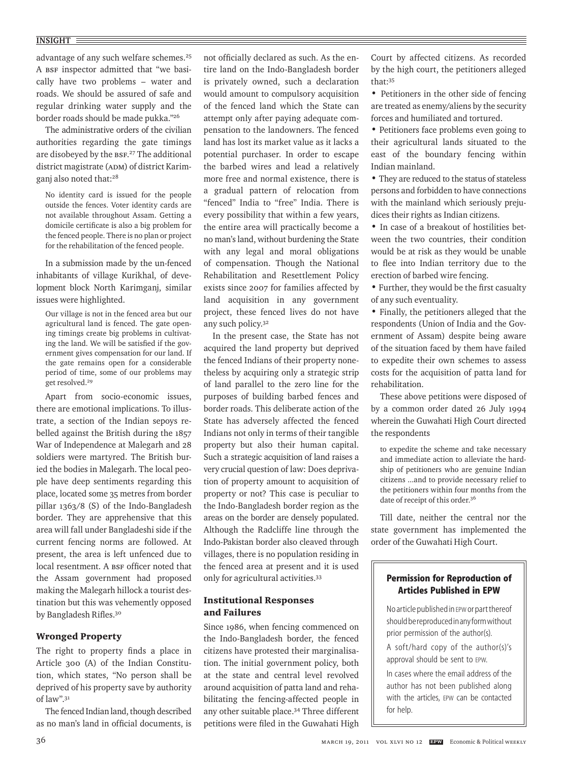advantage of any such welfare schemes.[25] A BSF inspector admitted that "we basically have two problems – water and roads. We should be assured of safe and regular drinking water supply and the border roads should be made pukka."[26]

The administrative orders of the civilian authorities regarding the gate timings are disobeyed by the BSF.[27] The additional district magistrate (ADM) of district Karimganj also noted that:[28]

> No identity card is issued for the people outside the fences. Voter identity cards are not available throughout Assam. Getting a domicile certificate is also a big problem for the fenced people. There is no plan or project for the rehabilitation of the fenced people.

In a submission made by the un-fenced inhabitants of village Kurikhal, of development block North Karimganj, similar issues were highlighted.

> Our village is not in the fenced area but our agricultural land is fenced. The gate opening timings create big problems in cultivating the land. We will be satisfied if the government gives compensation for our land. If the gate remains open for a considerable period of time, some of our problems may get resolved.[29]

Apart from socio-economic issues, there are emotional implications. To illustrate, a section of the Indian sepoys rebelled against the British during the 1857 War of Independence at Malegarh and 28 soldiers were martyred. The British buried the bodies in Malegarh. The local people have deep sentiments regarding this place, located some 35 metres from border pillar 1363/8 (S) of the Indo-Bangladesh border. They are apprehensive that this area will fall under Bangladeshi side if the current fencing norms are followed. At present, the area is left unfenced due to local resentment. A BSF officer noted that the Assam government had proposed making the Malegarh hillock a tourist destination but this was vehemently opposed by Bangladesh Rifles.[30]

## Wronged Property

The right to property finds a place in Article 300 (A) of the Indian Constitution, which states, "No person shall be deprived of his property save by authority of law".[31]

The fenced Indian land, though described as no man's land in official documents, is not officially declared as such. As the entire land on the Indo-Bangladesh border is privately owned, such a declaration would amount to compulsory acquisition of the fenced land which the State can attempt only after paying adequate compensation to the landowners. The fenced land has lost its market value as it lacks a potential purchaser. In order to escape the barbed wires and lead a relatively more free and normal existence, there is a gradual pattern of relocation from "fenced" India to "free" India. There is every possibility that within a few years, the entire area will practically become a no man's land, without burdening the State with any legal and moral obligations of compensation. Though the National Rehabilitation and Resettlement Policy exists since 2007 for families affected by land acquisition in any government project, these fenced lives do not have any such policy.[32]

In the present case, the State has not acquired the land property but deprived the fenced Indians of their property nonetheless by acquiring only a strategic strip of land parallel to the zero line for the purposes of building barbed fences and border roads. This deliberate action of the State has adversely affected the fenced Indians not only in terms of their tangible property but also their human capital. Such a strategic acquisition of land raises a very crucial question of law: Does deprivation of property amount to acquisition of property or not? This case is peculiar to the Indo-Bangladesh border region as the areas on the border are densely populated. Although the Radcliffe line through the Indo-Pakistan border also cleaved through villages, there is no population residing in the fenced area at present and it is used only for agricultural activities.[33]

## Institutional Responses and Failures

Since 1986, when fencing commenced on the Indo-Bangladesh border, the fenced citizens have protested their marginalisation. The initial government policy, both at the state and central level revolved around acquisition of patta land and rehabilitating the fencing-affected people in any other suitable place.[34] Three different petitions were filed in the Guwahati High Court by affected citizens. As recorded by the high court, the petitioners alleged that:[35]

- Petitioners in the other side of fencing are treated as enemy/aliens by the security forces and humiliated and tortured.
- Petitioners face problems even going to their agricultural lands situated to the east of the boundary fencing within Indian mainland.
- They are reduced to the status of stateless persons and forbidden to have connections with the mainland which seriously prejudices their rights as Indian citizens.
- In case of a breakout of hostilities between the two countries, their condition would be at risk as they would be unable to flee into Indian territory due to the erection of barbed wire fencing.
- Further, they would be the first casualty of any such eventuality.
- Finally, the petitioners alleged that the respondents (Union of India and the Government of Assam) despite being aware of the situation faced by them have failed to expedite their own schemes to assess costs for the acquisition of patta land for rehabilitation.

These above petitions were disposed of by a common order dated 26 July 1994 wherein the Guwahati High Court directed the respondents

> to expedite the scheme and take necessary and immediate action to alleviate the hardship of petitioners who are genuine Indian citizens ...and to provide necessary relief to the petitioners within four months from the date of receipt of this order.[36]

Till date, neither the central nor the state government has implemented the order of the Guwahati High Court.

**Permission for Reproduction of Articles Published in EPW**

No article published in EPW or part thereof should be reproduced in any form without prior permission of the author(s).

A soft/hard copy of the author(s)'s approval should be sent to EPW.

In cases where the email address of the author has not been published along with the articles, EPW can be contacted for help.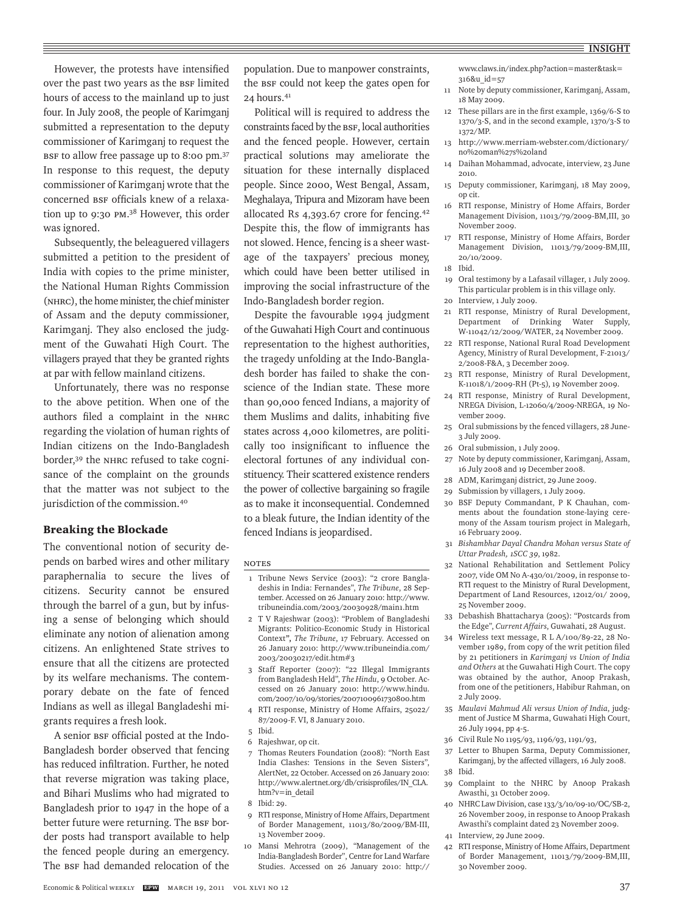However, the protests have intensified over the past two years as the BSF limited hours of access to the mainland up to just four. In July 2008, the people of Karimganj submitted a representation to the deputy commissioner of Karimganj to request the BSF to allow free passage up to 8:00 pm.[37] In response to this request, the deputy commissioner of Karimganj wrote that the concerned BSF officials knew of a relaxation up to 9:30 PM.[38] However, this order was ignored.

Subsequently, the beleaguered villagers submitted a petition to the president of India with copies to the prime minister, the National Human Rights Commission (NHRC), the home minister, the chief minister of Assam and the deputy commissioner, Karimganj. They also enclosed the judgment of the Guwahati High Court. The villagers prayed that they be granted rights at par with fellow mainland citizens.

Unfortunately, there was no response to the above petition. When one of the authors filed a complaint in the NHRC regarding the violation of human rights of Indian citizens on the Indo-Bangladesh border,[39] the NHRC refused to take cognisance of the complaint on the grounds that the matter was not subject to the jurisdiction of the commission.[40]

## Breaking the Blockade

The conventional notion of security depends on barbed wires and other military paraphernalia to secure the lives of citizens. Security cannot be ensured through the barrel of a gun, but by infusing a sense of belonging which should eliminate any notion of alienation among citizens. An enlightened State strives to ensure that all the citizens are protected by its welfare mechanisms. The contemporary debate on the fate of fenced Indians as well as illegal Bangladeshi migrants requires a fresh look.

A senior BSF official posted at the Indo-Bangladesh border observed that fencing has reduced infiltration. Further, he noted that reverse migration was taking place, and Bihari Muslims who had migrated to Bangladesh prior to 1947 in the hope of a better future were returning. The BSF border posts had transport available to help the fenced people during an emergency. The BSF had demanded relocation of the population. Due to manpower constraints, the BSF could not keep the gates open for 24 hours.[41]

Political will is required to address the constraints faced by the BSF, local authorities and the fenced people. However, certain practical solutions may ameliorate the situation for these internally displaced people. Since 2000, West Bengal, Assam, Meghalaya, Tripura and Mizoram have been allocated Rs 4,393.67 crore for fencing.[42] Despite this, the flow of immigrants has not slowed. Hence, fencing is a sheer wastage of the taxpayers' precious money, which could have been better utilised in improving the social infrastructure of the Indo-Bangladesh border region.

Despite the favourable 1994 judgment of the Guwahati High Court and continuous representation to the highest authorities, the tragedy unfolding at the Indo-Bangladesh border has failed to shake the conscience of the Indian state. These more than 90,000 fenced Indians, a majority of them Muslims and dalits, inhabiting five states across 4,000 kilometres, are politically too insignificant to influence the electoral fortunes of any individual constituency. Their scattered existence renders the power of collective bargaining so fragile as to make it inconsequential. Condemned to a bleak future, the Indian identity of the fenced Indians is jeopardised.

### Notes

1 Tribune News Service (2003): "2 crore Bangladeshis in India: Fernandes", *The Tribune*, 28 September. Accessed on 26 January 2010: http://www.tribuneindia.com/2003/20030928/main1.htm

2 T V Rajeshwar (2003): "Problem of Bangladeshi Migrants: Politico-Economic Study in Historical Context", *The Tribune*, 17 February. Accessed on 26 January 2010: http://www.tribuneindia.com/2003/20030217/edit.htm#3

3 Staff Reporter (2007): "22 Illegal Immigrants from Bangladesh Held", *The Hindu*, 9 October. Accessed on 26 January 2010: http://www.hindu.com/2007/10/09/stories/2007100961730800.htm

4 RTI response, Ministry of Home Affairs, 25022/87/2009-F. VI, 8 January 2010.

5 Ibid.

6 Rajeshwar, op cit.

7 Thomas Reuters Foundation (2008): "North East India Clashes: Tensions in the Seven Sisters", AlertNet, 22 October. Accessed on 26 January 2010: http://www.alertnet.org/db/crisisprofiles/IN_CLA.htm?v=in_detail

8 Ibid: 29.

9 RTI response, Ministry of Home Affairs, Department of Border Management, 11013/80/2009/BM-III, 13 November 2009.

10 Mansi Mehrotra (2009), "Management of the India-Bangladesh Border", Centre for Land Warfare Studies. Accessed on 26 January 2010: http://www.claws.in/index.php?action=master&task=316&u_id=57

11 Note by deputy commissioner, Karimganj, Assam, 18 May 2009.

12 These pillars are in the first example, 1369/6-S to 1370/3-S, and in the second example, 1370/3-S to 1372/MP.

13 http://www.merriam-webster.com/dictionary/no%20man%27s%20land

14 Daihan Mohammad, advocate, interview, 23 June 2010.

15 Deputy commissioner, Karimganj, 18 May 2009, op cit.

16 RTI response, Ministry of Home Affairs, Border Management Division, 11013/79/2009-BM,III, 30 November 2009.

17 RTI response, Ministry of Home Affairs, Border Management Division, 11013/79/2009-BM,III, 20/10/2009.

18 Ibid.

19 Oral testimony by a Lafasail villager, 1 July 2009. This particular problem is in this village only.

20 Interview, 1 July 2009.

21 RTI response, Ministry of Rural Development, Department of Drinking Water Supply, W-11042/12/2009/WATER, 24 November 2009.

22 RTI response, National Rural Road Development Agency, Ministry of Rural Development, F-21013/2/2008-F&A, 3 December 2009.

23 RTI response, Ministry of Rural Development, K-11018/1/2009-RH (Pt-5), 19 November 2009.

24 RTI response, Ministry of Rural Development, NREGA Division, L-12060/4/2009-NREGA, 19 November 2009.

25 Oral submissions by the fenced villagers, 28 June-3 July 2009.

26 Oral submission, 1 July 2009.

27 Note by deputy commissioner, Karimganj, Assam, 16 July 2008 and 19 December 2008.

28 ADM, Karimganj district, 29 June 2009.

29 Submission by villagers, 1 July 2009.

30 BSF Deputy Commandant, P K Chauhan, comments about the foundation stone-laying ceremony of the Assam tourism project in Malegarh, 16 February 2009.

31 *Bishambhar Dayal Chandra Mohan versus State of Uttar Pradesh, 1SCC 39*, 1982.

32 National Rehabilitation and Settlement Policy 2007, vide OM No A-430/01/2009, in response to RTI request to the Ministry of Rural Development, Department of Land Resources, 12012/01/ 2009, 25 November 2009.

33 Debashish Bhattacharya (2005): "Postcards from the Edge", *Current Affairs*, Guwahati, 28 August.

34 Wireless text message, R L A/100/89-22, 28 November 1989, from copy of the writ petition filed by 21 petitioners in *Karimganj vs Union of India and Others* at the Guwahati High Court. The copy was obtained by the author, Anoop Prakash, from one of the petitioners, Habibur Rahman, on 2 July 2009.

35 *Maulavi Mahmud Ali versus Union of India*, judgment of Justice M Sharma, Guwahati High Court, 26 July 1994, pp 4-5.

36 Civil Rule No 1195/93, 1196/93, 1191/93,

37 Letter to Bhupen Sarma, Deputy Commissioner, Karimganj, by the affected villagers, 16 July 2008.

38 Ibid.

39 Complaint to the NHRC by Anoop Prakash Awasthi, 31 October 2009.

40 NHRC Law Division, case 133/3/10/09-10/OC/SB-2, 26 November 2009, in response to Anoop Prakash Awasthi's complaint dated 23 November 2009.

41 Interview, 29 June 2009.

42 RTI response, Ministry of Home Affairs, Department of Border Management, 11013/79/2009-BM,III, 30 November 2009.